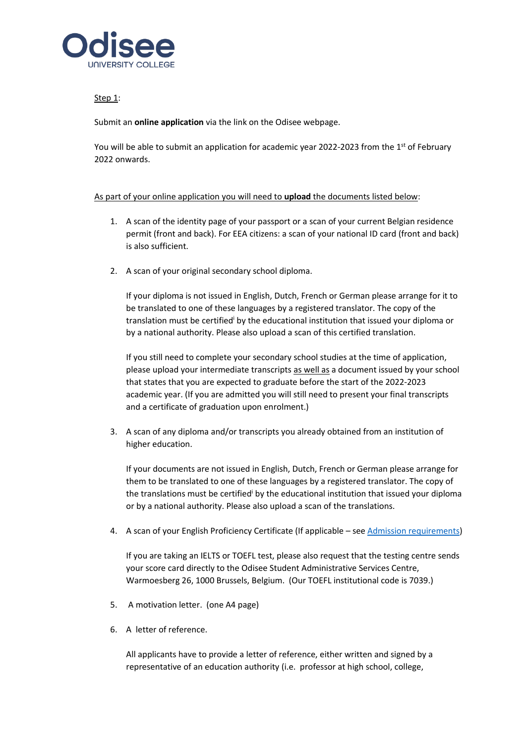Odisee
UNIVERSITY COLLEGE

Step 1:

Submit an **online application** via the link on the Odisee webpage.

You will be able to submit an application for academic year 2022-2023 from the 1st of February 2022 onwards.

As part of your online application you will need to **upload** the documents listed below:

1. A scan of the identity page of your passport or a scan of your current Belgian residence permit (front and back). For EEA citizens: a scan of your national ID card (front and back) is also sufficient.

2. A scan of your original secondary school diploma.

   If your diploma is not issued in English, Dutch, French or German please arrange for it to be translated to one of these languages by a registered translator. The copy of the translation must be certified[i] by the educational institution that issued your diploma or by a national authority. Please also upload a scan of this certified translation.

   If you still need to complete your secondary school studies at the time of application, please upload your intermediate transcripts as well as a document issued by your school that states that you are expected to graduate before the start of the 2022-2023 academic year. (If you are admitted you will still need to present your final transcripts and a certificate of graduation upon enrolment.)

3. A scan of any diploma and/or transcripts you already obtained from an institution of higher education.

   If your documents are not issued in English, Dutch, French or German please arrange for them to be translated to one of these languages by a registered translator. The copy of the translations must be certified[i] by the educational institution that issued your diploma or by a national authority. Please also upload a scan of the translations.

4. A scan of your English Proficiency Certificate (If applicable – see [Admission requirements])

   If you are taking an IELTS or TOEFL test, please also request that the testing centre sends your score card directly to the Odisee Student Administrative Services Centre, Warmoesberg 26, 1000 Brussels, Belgium. (Our TOEFL institutional code is 7039.)

5. A motivation letter. (one A4 page)

6. A letter of reference.

   All applicants have to provide a letter of reference, either written and signed by a representative of an education authority (i.e. professor at high school, college,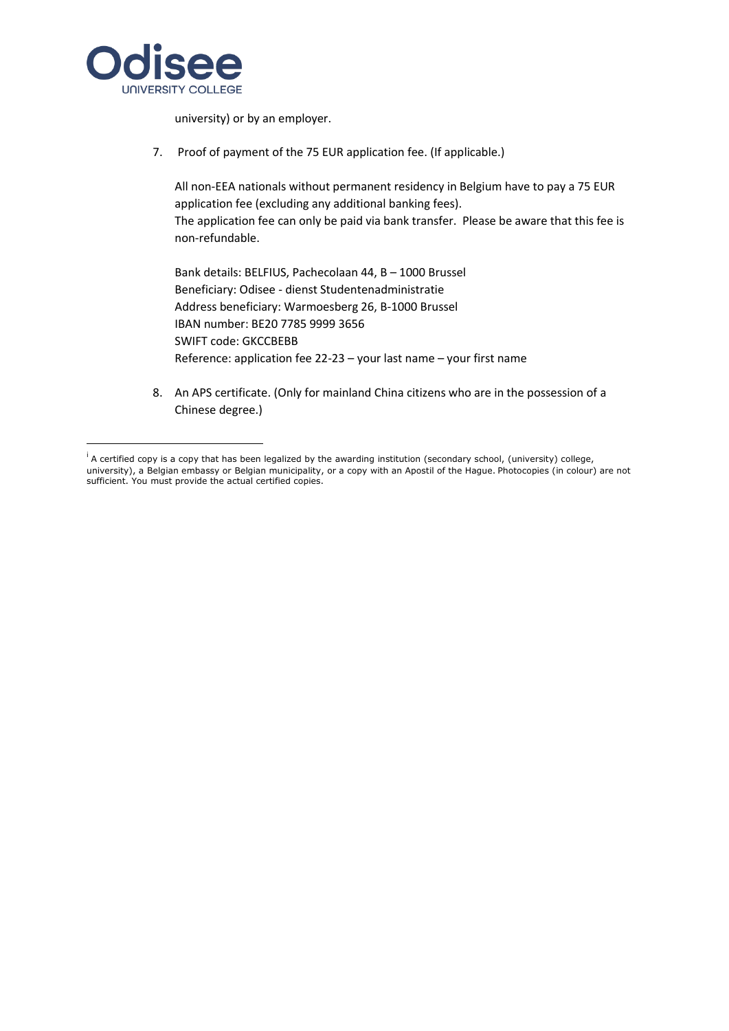university) or by an employer.

7. Proof of payment of the 75 EUR application fee. (If applicable.)

   All non-EEA nationals without permanent residency in Belgium have to pay a 75 EUR application fee (excluding any additional banking fees).
   The application fee can only be paid via bank transfer. Please be aware that this fee is non-refundable.

   Bank details: BELFIUS, Pachecolaan 44, B – 1000 Brussel
   Beneficiary: Odisee - dienst Studentenadministratie
   Address beneficiary: Warmoesberg 26, B-1000 Brussel
   IBAN number: BE20 7785 9999 3656
   SWIFT code: GKCCBEBB
   Reference: application fee 22-23 – your last name – your first name

8. An APS certificate. (Only for mainland China citizens who are in the possession of a Chinese degree.)

---

[i] A certified copy is a copy that has been legalized by the awarding institution (secondary school, (university) college, university), a Belgian embassy or Belgian municipality, or a copy with an Apostil of the Hague. Photocopies (in colour) are not sufficient. You must provide the actual certified copies.